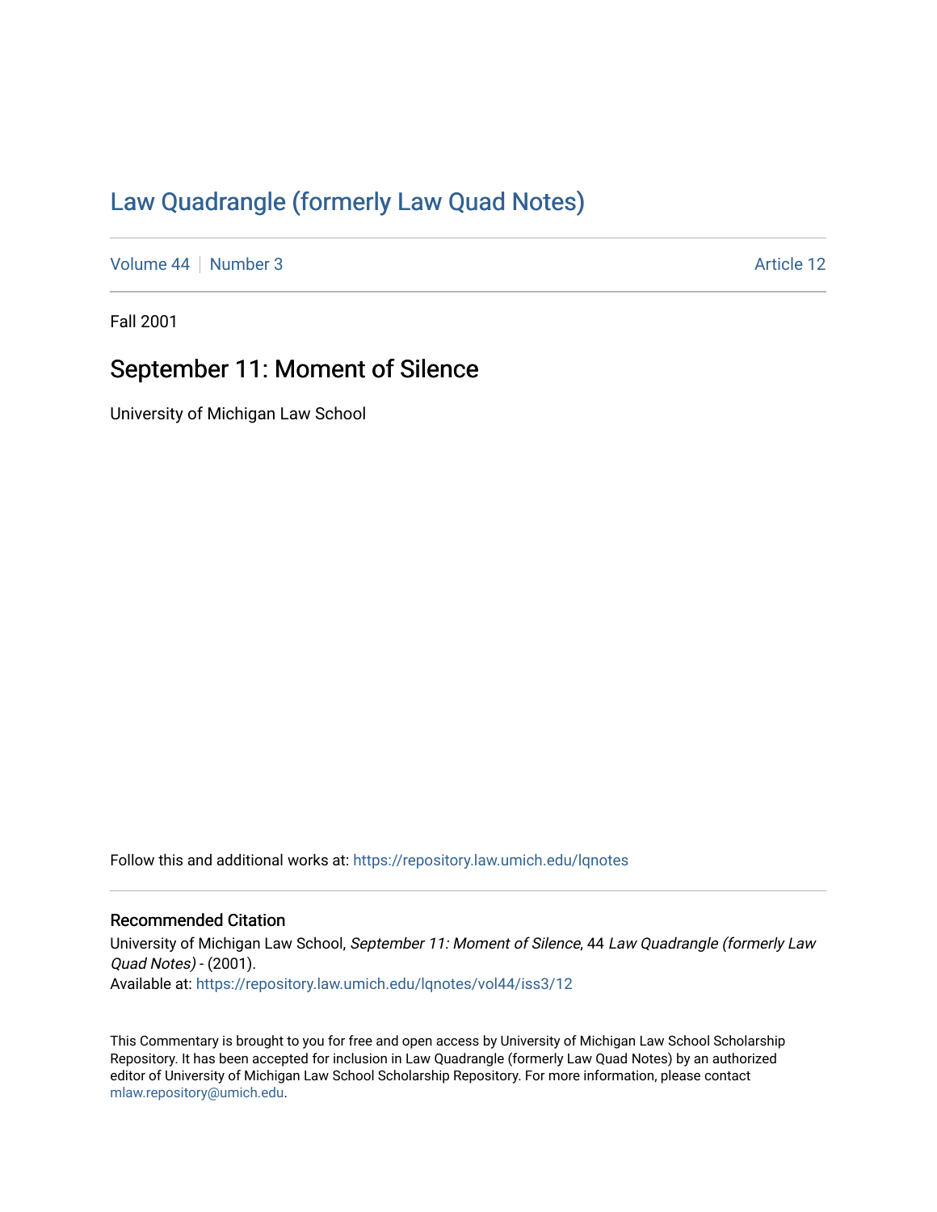# Law Quadrangle (formerly Law Quad Notes)

Volume 44 | Number 3 — Article 12

Fall 2001

## September 11: Moment of Silence

University of Michigan Law School

Follow this and additional works at: https://repository.law.umich.edu/lqnotes

### Recommended Citation

University of Michigan Law School, *September 11: Moment of Silence*, 44 *Law Quadrangle (formerly Law Quad Notes)* - (2001).
Available at: https://repository.law.umich.edu/lqnotes/vol44/iss3/12

This Commentary is brought to you for free and open access by University of Michigan Law School Scholarship Repository. It has been accepted for inclusion in Law Quadrangle (formerly Law Quad Notes) by an authorized editor of University of Michigan Law School Scholarship Repository. For more information, please contact mlaw.repository@umich.edu.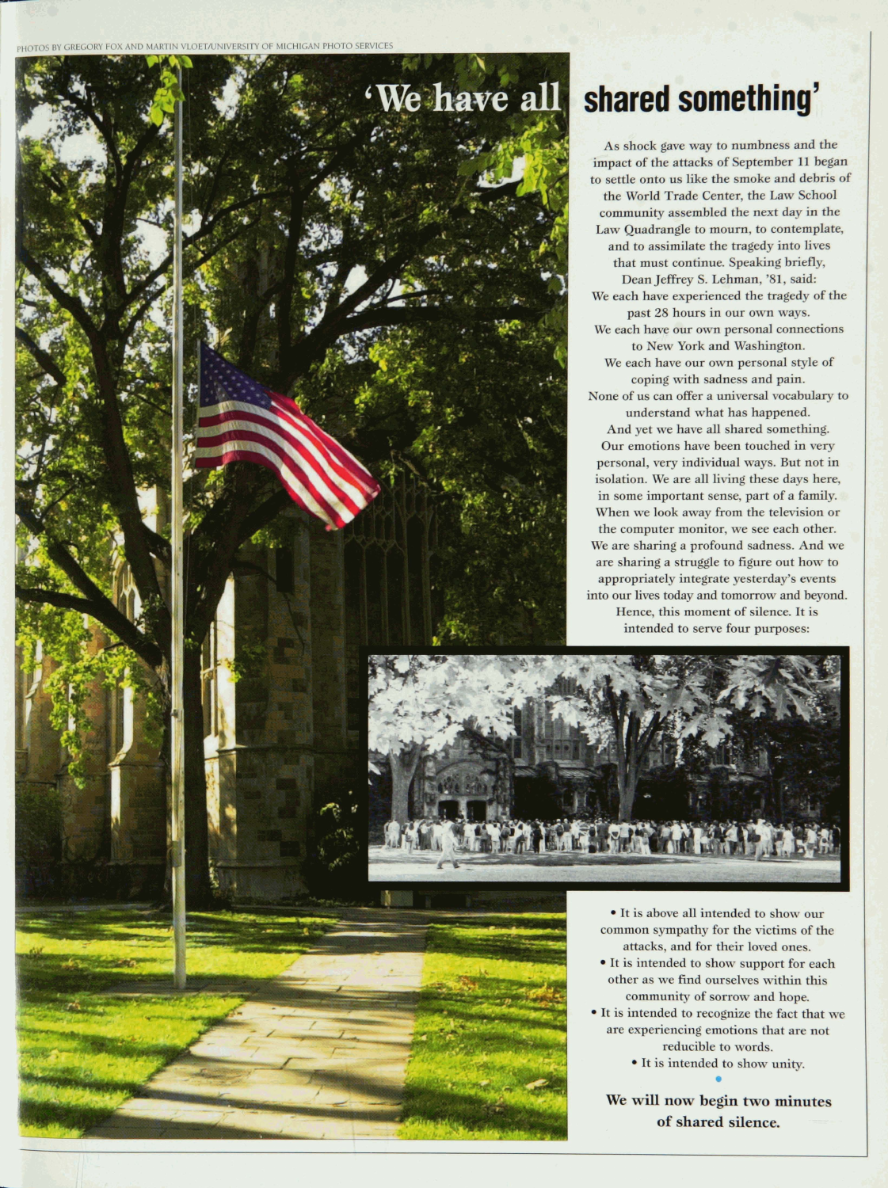PHOTOS BY GREGORY FOX AND MARTIN VLOET/UNIVERSITY OF MICHIGAN PHOTO SERVICES

# 'We have all shared something'

As shock gave way to numbness and the impact of the attacks of September 11 began to settle onto us like the smoke and debris of the World Trade Center, the Law School community assembled the next day in the Law Quadrangle to mourn, to contemplate, and to assimilate the tragedy into lives that must continue. Speaking briefly, Dean Jeffrey S. Lehman, '81, said:

We each have experienced the tragedy of the past 28 hours in our own ways.

We each have our own personal connections to New York and Washington.

We each have our own personal style of coping with sadness and pain.

None of us can offer a universal vocabulary to understand what has happened.

And yet we have all shared something.

Our emotions have been touched in very personal, very individual ways. But not in isolation. We are all living these days here, in some important sense, part of a family. When we look away from the television or the computer monitor, we see each other. We are sharing a profound sadness. And we are sharing a struggle to figure out how to appropriately integrate yesterday's events into our lives today and tomorrow and beyond.

Hence, this moment of silence. It is intended to serve four purposes:

- It is above all intended to show our common sympathy for the victims of the attacks, and for their loved ones.
- It is intended to show support for each other as we find ourselves within this community of sorrow and hope.
- It is intended to recognize the fact that we are experiencing emotions that are not reducible to words.
- It is intended to show unity.

**We will now begin two minutes of shared silence.**